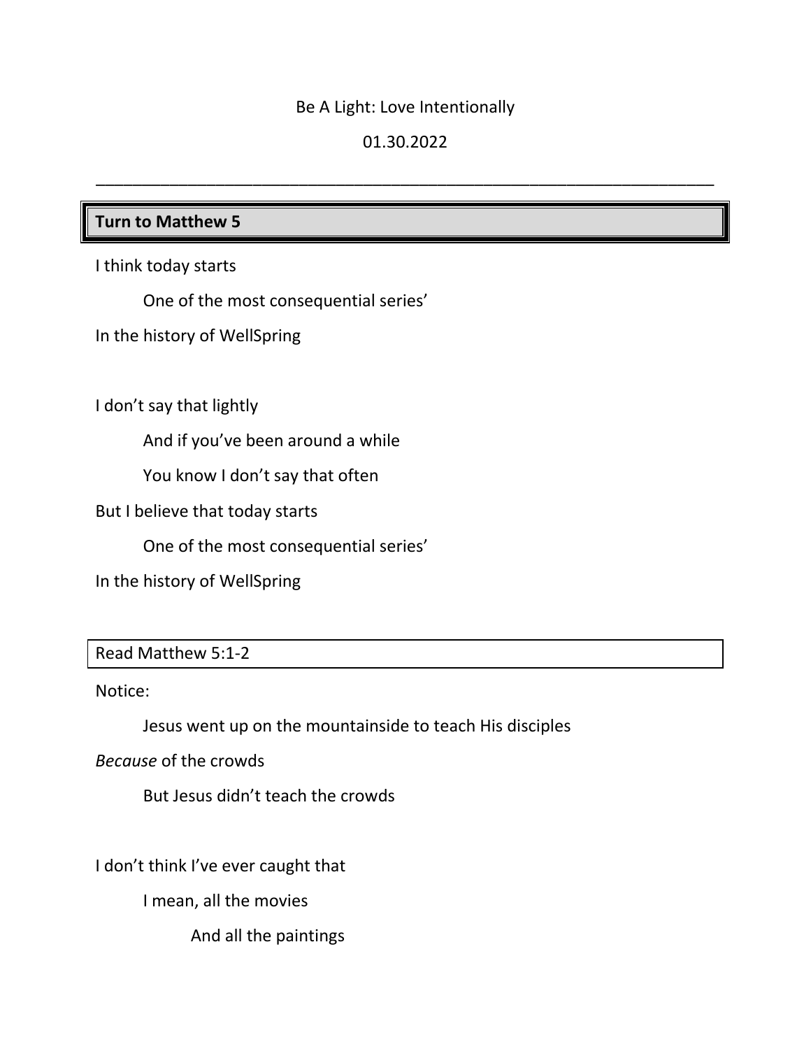Be A Light: Love Intentionally

01.30.2022

---

**Turn to Matthew 5**

I think today starts

One of the most consequential series'

In the history of WellSpring

I don't say that lightly

And if you've been around a while

You know I don't say that often

But I believe that today starts

One of the most consequential series'

In the history of WellSpring

Read Matthew 5:1-2

Notice:

Jesus went up on the mountainside to teach His disciples

*Because* of the crowds

But Jesus didn't teach the crowds

I don't think I've ever caught that

I mean, all the movies

And all the paintings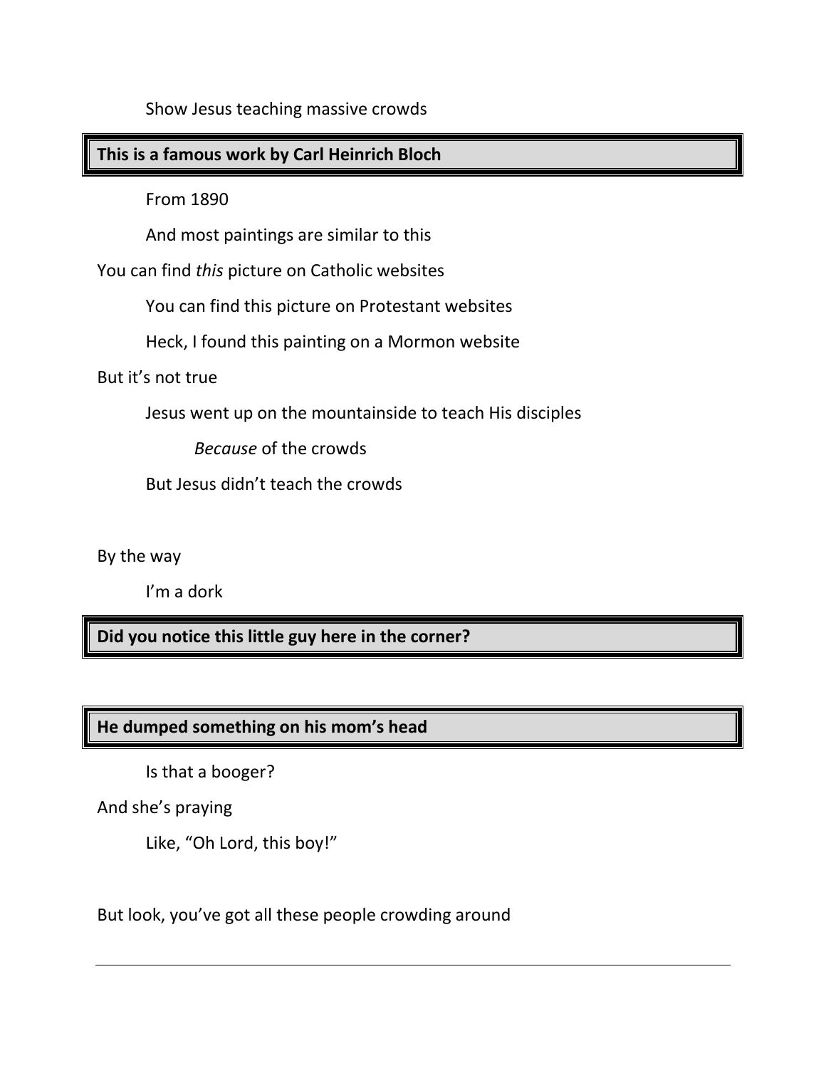Show Jesus teaching massive crowds

**This is a famous work by Carl Heinrich Bloch**

From 1890

And most paintings are similar to this

You can find *this* picture on Catholic websites

You can find this picture on Protestant websites

Heck, I found this painting on a Mormon website

But it's not true

Jesus went up on the mountainside to teach His disciples

*Because* of the crowds

But Jesus didn't teach the crowds

By the way

I'm a dork

**Did you notice this little guy here in the corner?**

**He dumped something on his mom's head**

Is that a booger?

And she's praying

Like, "Oh Lord, this boy!"

But look, you've got all these people crowding around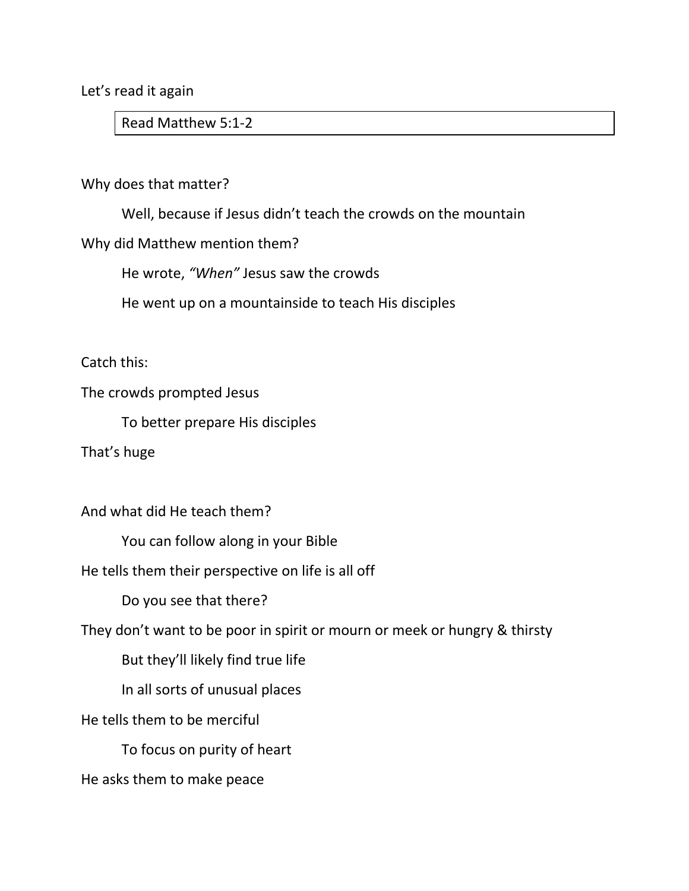Let's read it again

| Read Matthew 5:1-2 |
|---|

Why does that matter?

  Well, because if Jesus didn't teach the crowds on the mountain

Why did Matthew mention them?

  He wrote, *"When"* Jesus saw the crowds

  He went up on a mountainside to teach His disciples

Catch this:

The crowds prompted Jesus

  To better prepare His disciples

That's huge

And what did He teach them?

  You can follow along in your Bible

He tells them their perspective on life is all off

  Do you see that there?

They don't want to be poor in spirit or mourn or meek or hungry & thirsty

  But they'll likely find true life

  In all sorts of unusual places

He tells them to be merciful

  To focus on purity of heart

He asks them to make peace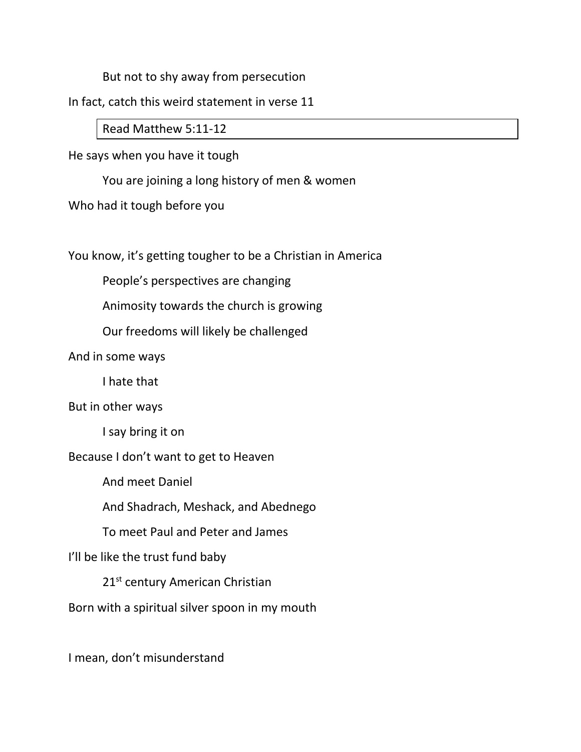But not to shy away from persecution

In fact, catch this weird statement in verse 11

| Read Matthew 5:11-12 |
| --- |

He says when you have it tough

You are joining a long history of men & women

Who had it tough before you

You know, it's getting tougher to be a Christian in America

People's perspectives are changing

Animosity towards the church is growing

Our freedoms will likely be challenged

And in some ways

I hate that

But in other ways

I say bring it on

Because I don't want to get to Heaven

And meet Daniel

And Shadrach, Meshack, and Abednego

To meet Paul and Peter and James

I'll be like the trust fund baby

21st century American Christian

Born with a spiritual silver spoon in my mouth

I mean, don't misunderstand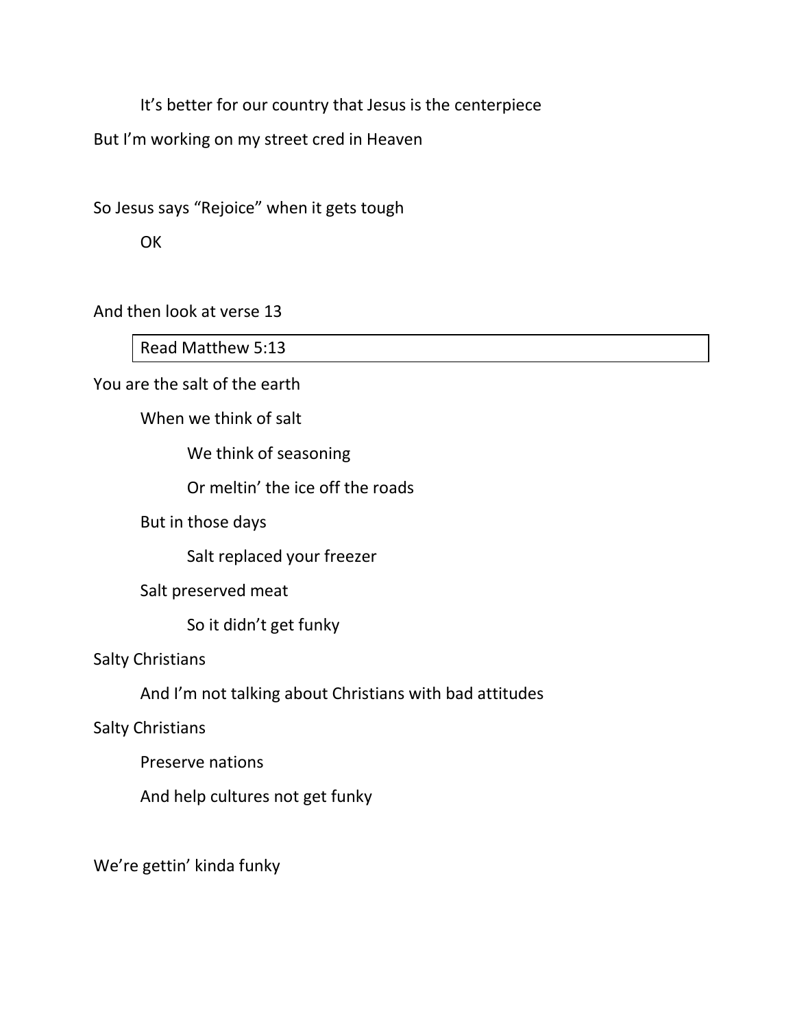It's better for our country that Jesus is the centerpiece

But I'm working on my street cred in Heaven

So Jesus says "Rejoice" when it gets tough

OK

And then look at verse 13

| Read Matthew 5:13 |
| --- |

You are the salt of the earth

When we think of salt

We think of seasoning

Or meltin' the ice off the roads

But in those days

Salt replaced your freezer

Salt preserved meat

So it didn't get funky

Salty Christians

And I'm not talking about Christians with bad attitudes

Salty Christians

Preserve nations

And help cultures not get funky

We're gettin' kinda funky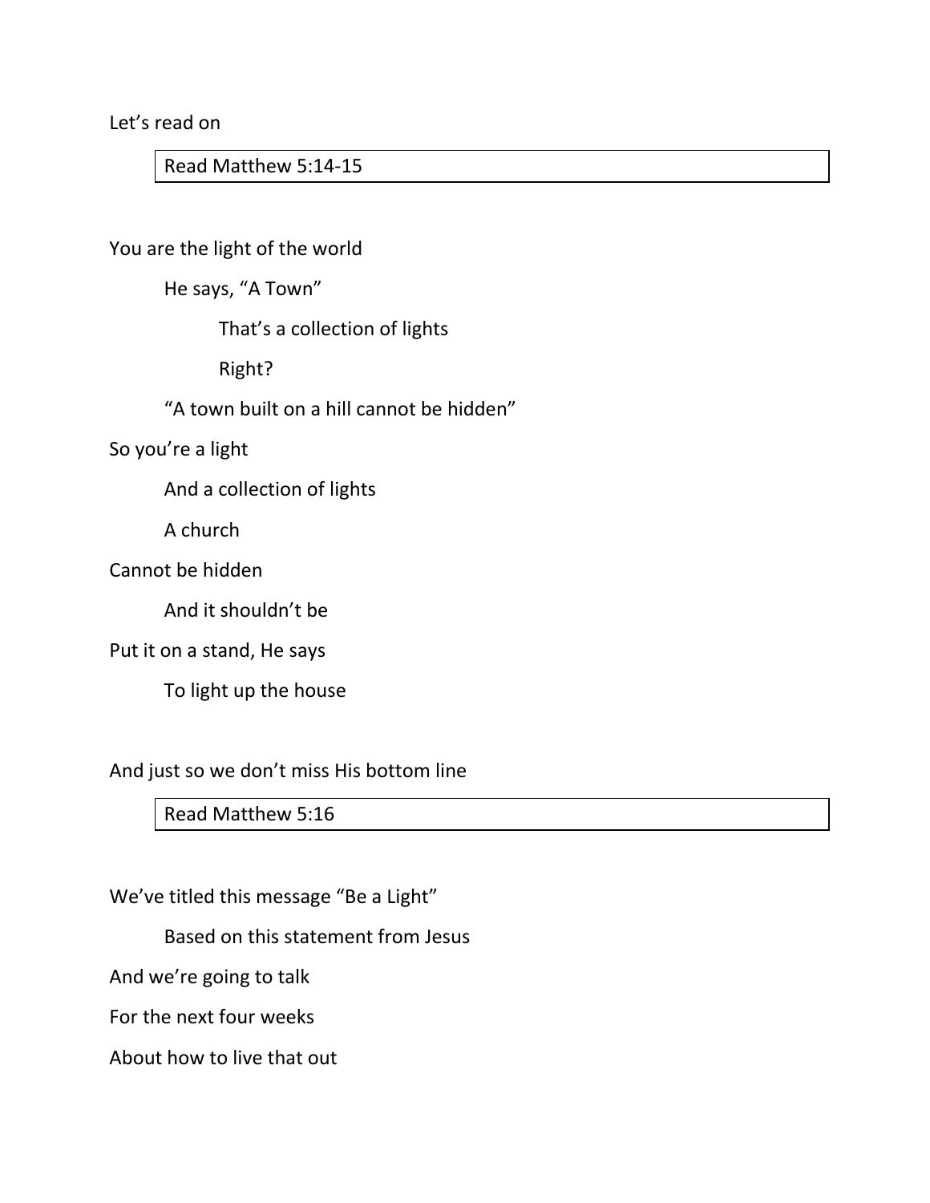Let's read on

> Read Matthew 5:14-15

You are the light of the world

    He says, "A Town"

        That's a collection of lights

        Right?

    "A town built on a hill cannot be hidden"

So you're a light

    And a collection of lights

    A church

Cannot be hidden

    And it shouldn't be

Put it on a stand, He says

    To light up the house

And just so we don't miss His bottom line

> Read Matthew 5:16

We've titled this message "Be a Light"

    Based on this statement from Jesus

And we're going to talk

For the next four weeks

About how to live that out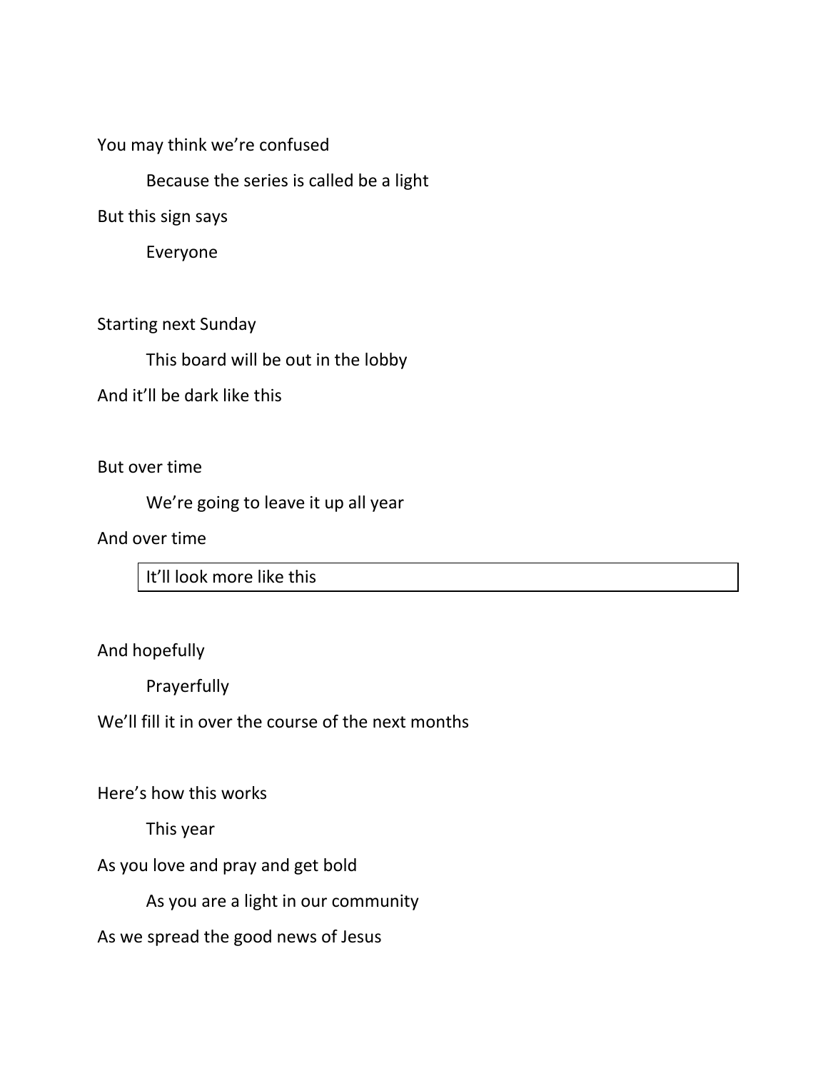You may think we're confused

Because the series is called be a light

But this sign says

Everyone

Starting next Sunday

This board will be out in the lobby

And it'll be dark like this

But over time

We're going to leave it up all year

And over time

It'll look more like this

And hopefully

Prayerfully

We'll fill it in over the course of the next months

Here's how this works

This year

As you love and pray and get bold

As you are a light in our community

As we spread the good news of Jesus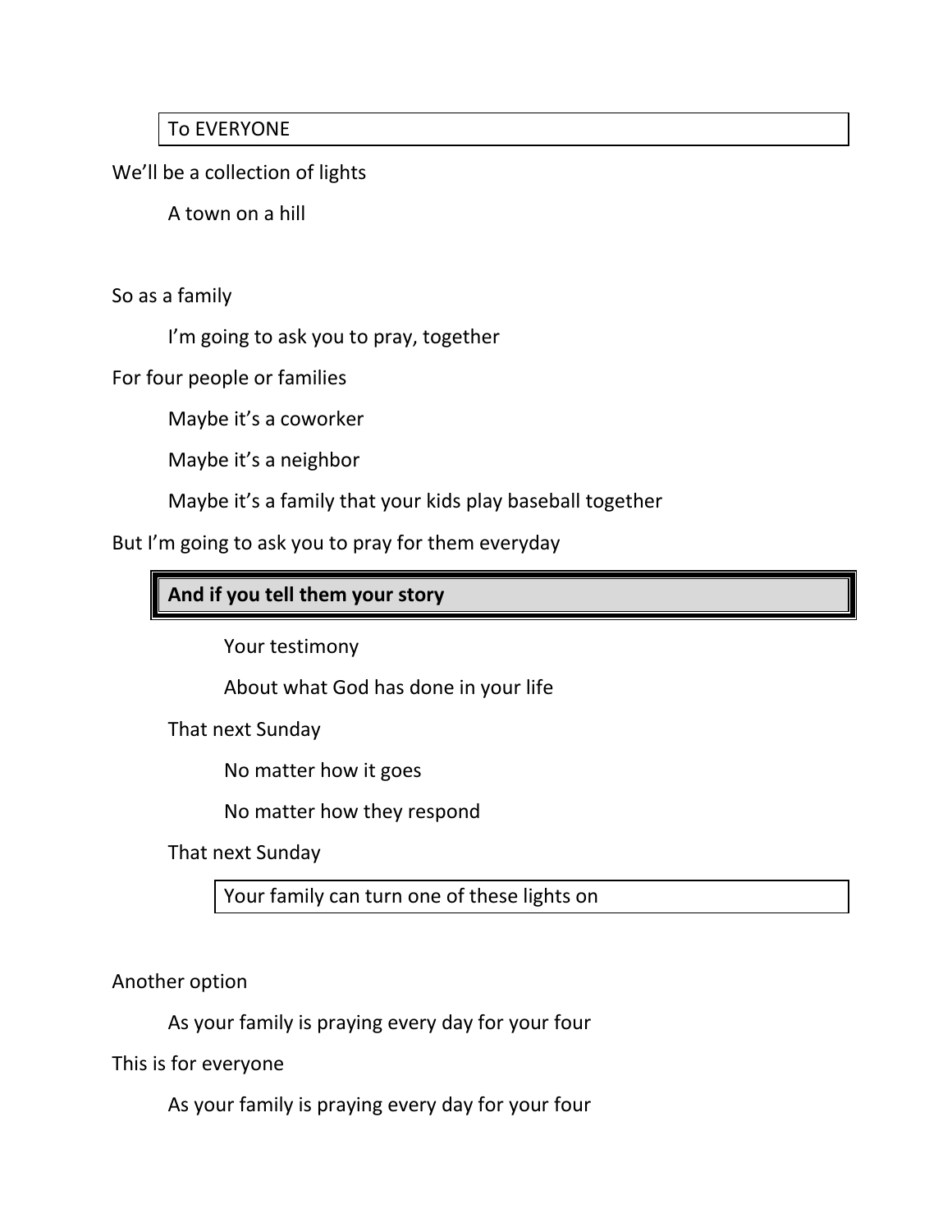To EVERYONE

We'll be a collection of lights

A town on a hill

So as a family

I'm going to ask you to pray, together

For four people or families

Maybe it's a coworker

Maybe it's a neighbor

Maybe it's a family that your kids play baseball together

But I'm going to ask you to pray for them everyday

**And if you tell them your story**

Your testimony

About what God has done in your life

That next Sunday

No matter how it goes

No matter how they respond

That next Sunday

Your family can turn one of these lights on

Another option

As your family is praying every day for your four

This is for everyone

As your family is praying every day for your four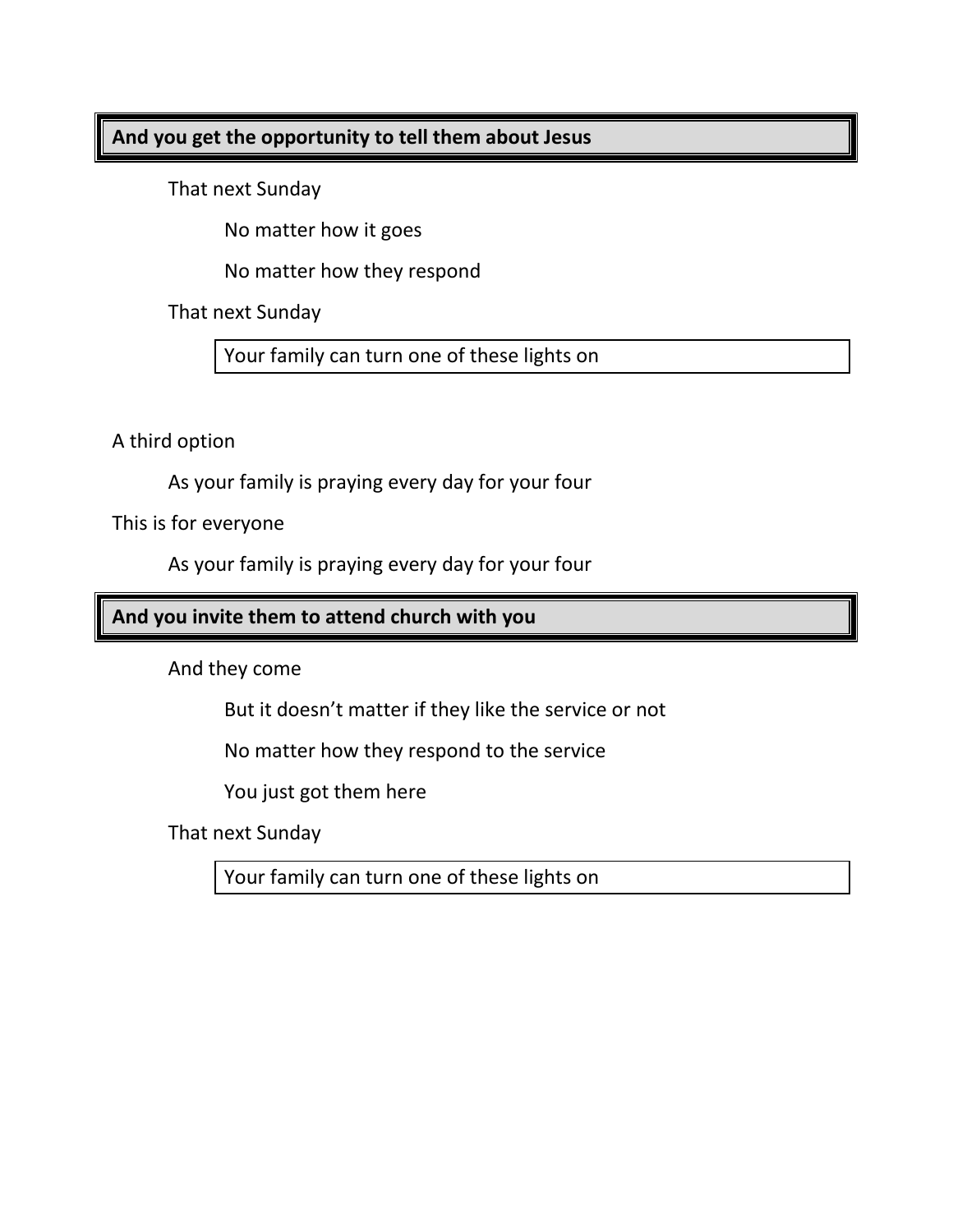**And you get the opportunity to tell them about Jesus**

That next Sunday

No matter how it goes

No matter how they respond

That next Sunday

Your family can turn one of these lights on

A third option

As your family is praying every day for your four

This is for everyone

As your family is praying every day for your four

**And you invite them to attend church with you**

And they come

But it doesn't matter if they like the service or not

No matter how they respond to the service

You just got them here

That next Sunday

Your family can turn one of these lights on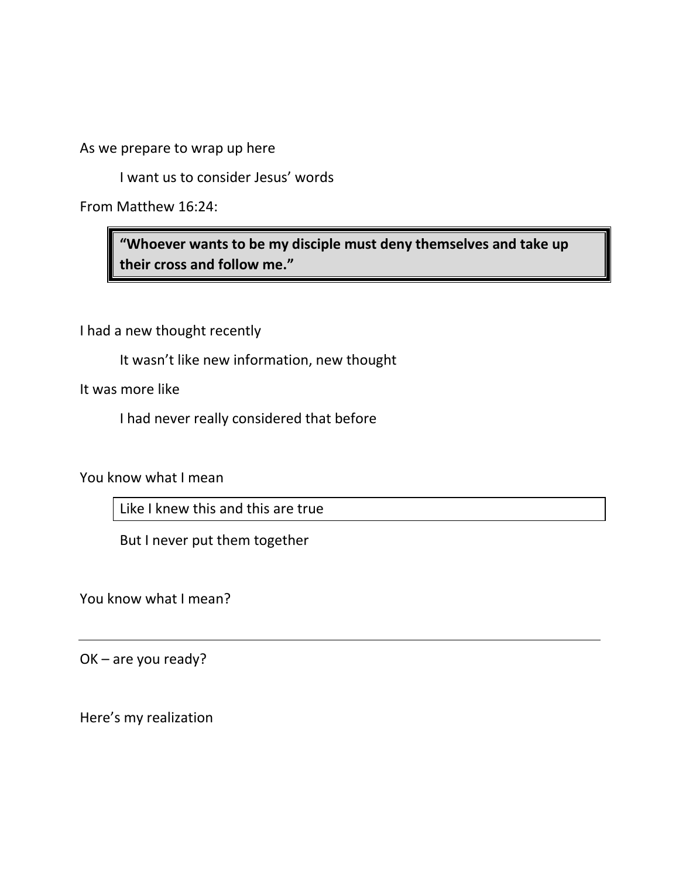As we prepare to wrap up here

I want us to consider Jesus' words

From Matthew 16:24:

> **"Whoever wants to be my disciple must deny themselves and take up their cross and follow me."**

I had a new thought recently

It wasn't like new information, new thought

It was more like

I had never really considered that before

You know what I mean

Like I knew this and this are true

But I never put them together

You know what I mean?

---

OK – are you ready?

Here's my realization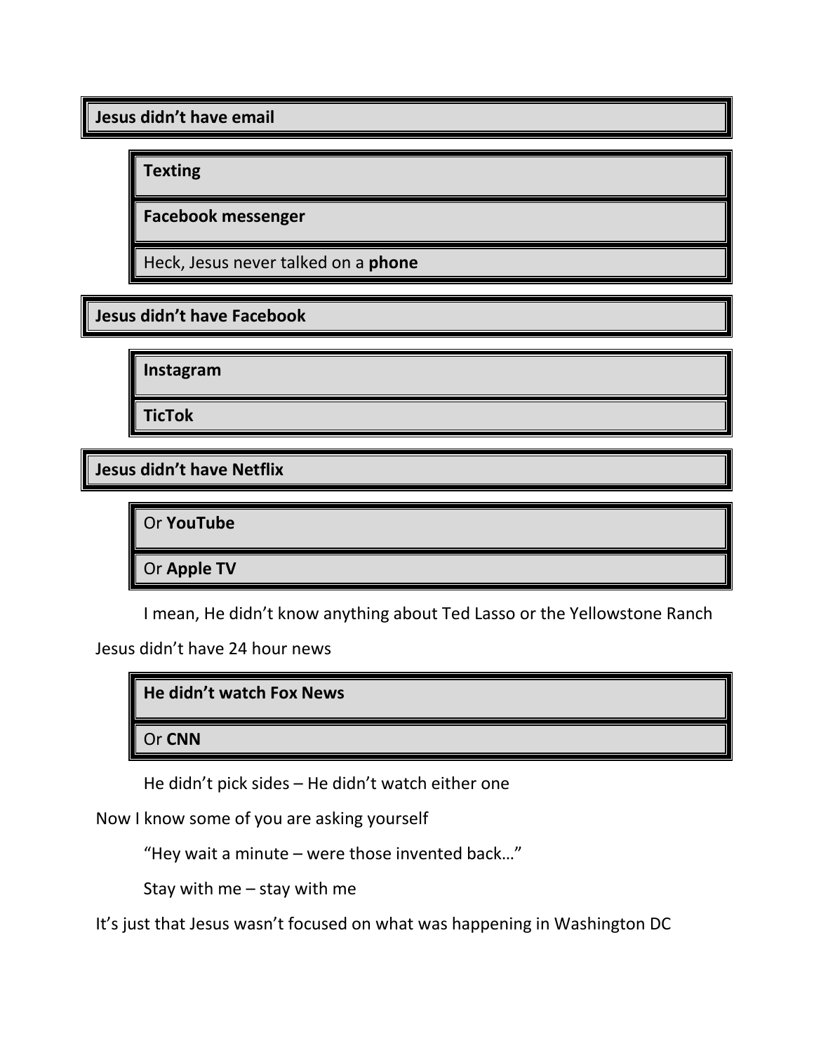**Jesus didn't have email**

> **Texting**
>
> **Facebook messenger**
>
> Heck, Jesus never talked on a **phone**

**Jesus didn't have Facebook**

> **Instagram**
>
> **TicTok**

**Jesus didn't have Netflix**

> Or **YouTube**
>
> Or **Apple TV**
>
> I mean, He didn't know anything about Ted Lasso or the Yellowstone Ranch

Jesus didn't have 24 hour news

> **He didn't watch Fox News**
>
> Or **CNN**
>
> He didn't pick sides – He didn't watch either one

Now I know some of you are asking yourself

> "Hey wait a minute – were those invented back…"
>
> Stay with me – stay with me

It's just that Jesus wasn't focused on what was happening in Washington DC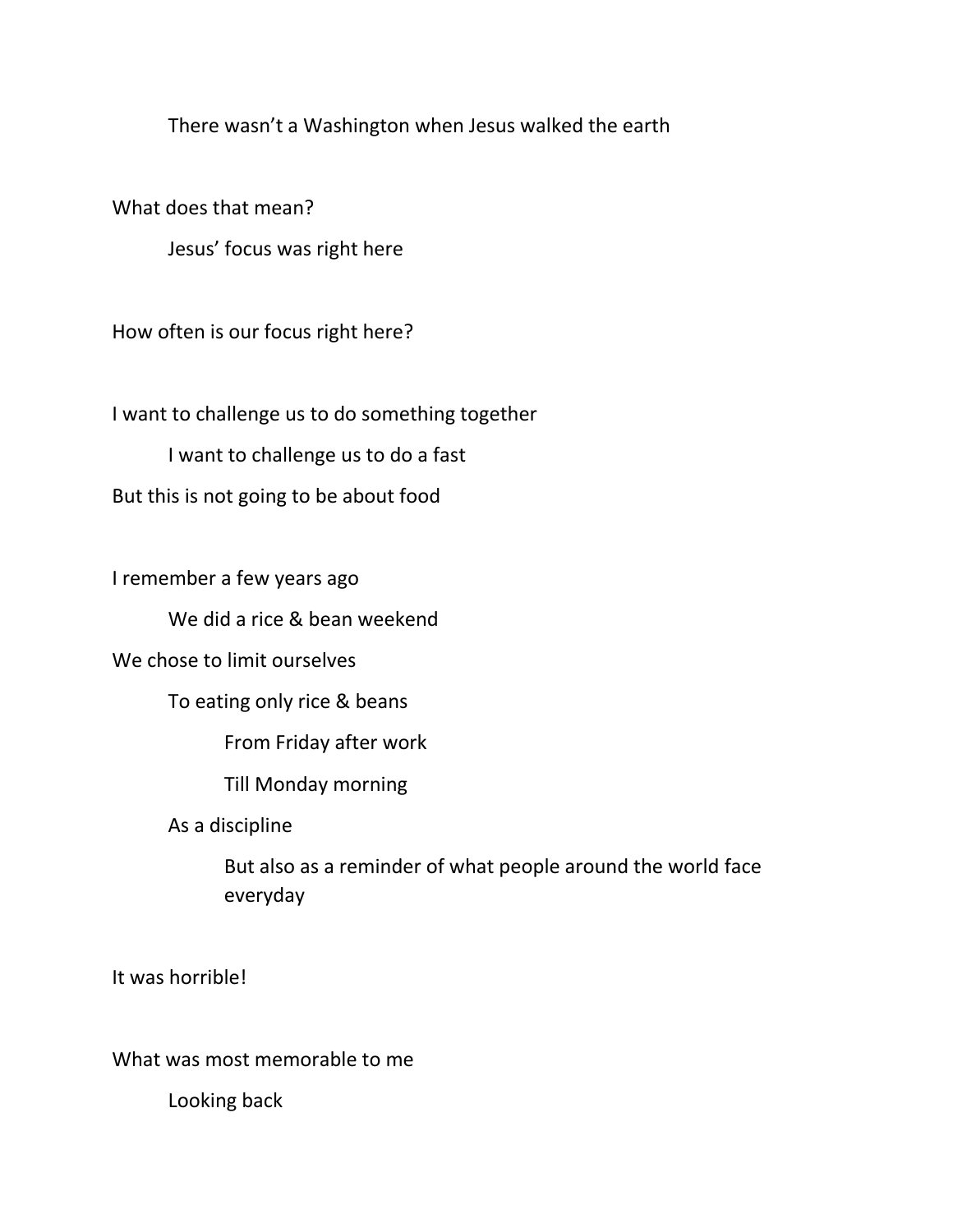There wasn't a Washington when Jesus walked the earth

What does that mean?

Jesus' focus was right here

How often is our focus right here?

I want to challenge us to do something together

I want to challenge us to do a fast

But this is not going to be about food

I remember a few years ago

We did a rice & bean weekend

We chose to limit ourselves

To eating only rice & beans

From Friday after work

Till Monday morning

As a discipline

But also as a reminder of what people around the world face everyday

It was horrible!

What was most memorable to me

Looking back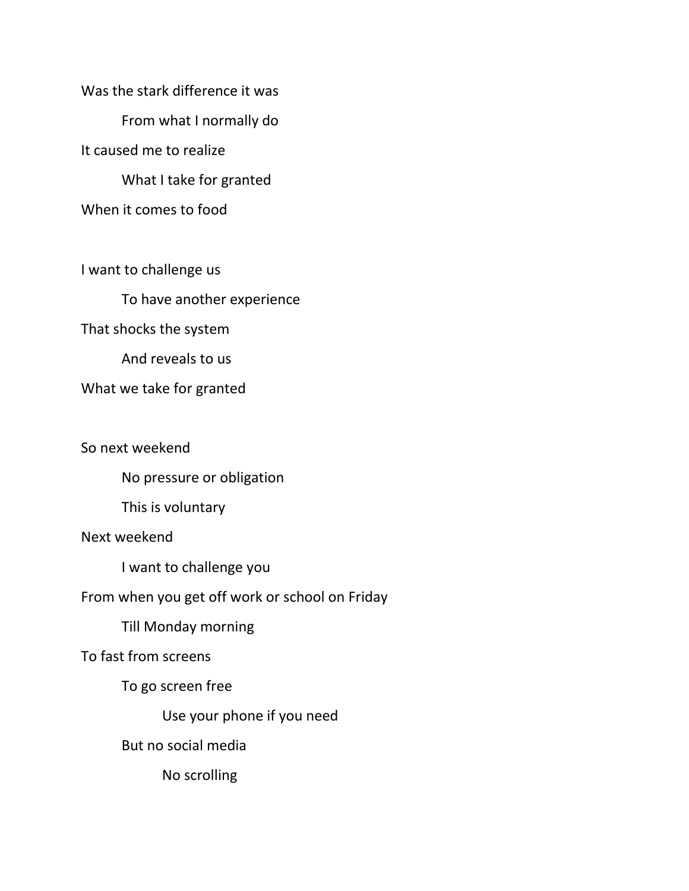Was the stark difference it was

&nbsp;&nbsp;&nbsp;&nbsp;&nbsp;&nbsp;&nbsp;&nbsp;From what I normally do

It caused me to realize

&nbsp;&nbsp;&nbsp;&nbsp;&nbsp;&nbsp;&nbsp;&nbsp;What I take for granted

When it comes to food

I want to challenge us

&nbsp;&nbsp;&nbsp;&nbsp;&nbsp;&nbsp;&nbsp;&nbsp;To have another experience

That shocks the system

&nbsp;&nbsp;&nbsp;&nbsp;&nbsp;&nbsp;&nbsp;&nbsp;And reveals to us

What we take for granted

So next weekend

&nbsp;&nbsp;&nbsp;&nbsp;&nbsp;&nbsp;&nbsp;&nbsp;No pressure or obligation

&nbsp;&nbsp;&nbsp;&nbsp;&nbsp;&nbsp;&nbsp;&nbsp;This is voluntary

Next weekend

&nbsp;&nbsp;&nbsp;&nbsp;&nbsp;&nbsp;&nbsp;&nbsp;I want to challenge you

From when you get off work or school on Friday

&nbsp;&nbsp;&nbsp;&nbsp;&nbsp;&nbsp;&nbsp;&nbsp;Till Monday morning

To fast from screens

&nbsp;&nbsp;&nbsp;&nbsp;&nbsp;&nbsp;&nbsp;&nbsp;To go screen free

&nbsp;&nbsp;&nbsp;&nbsp;&nbsp;&nbsp;&nbsp;&nbsp;&nbsp;&nbsp;&nbsp;&nbsp;&nbsp;&nbsp;&nbsp;&nbsp;Use your phone if you need

&nbsp;&nbsp;&nbsp;&nbsp;&nbsp;&nbsp;&nbsp;&nbsp;But no social media

&nbsp;&nbsp;&nbsp;&nbsp;&nbsp;&nbsp;&nbsp;&nbsp;&nbsp;&nbsp;&nbsp;&nbsp;&nbsp;&nbsp;&nbsp;&nbsp;No scrolling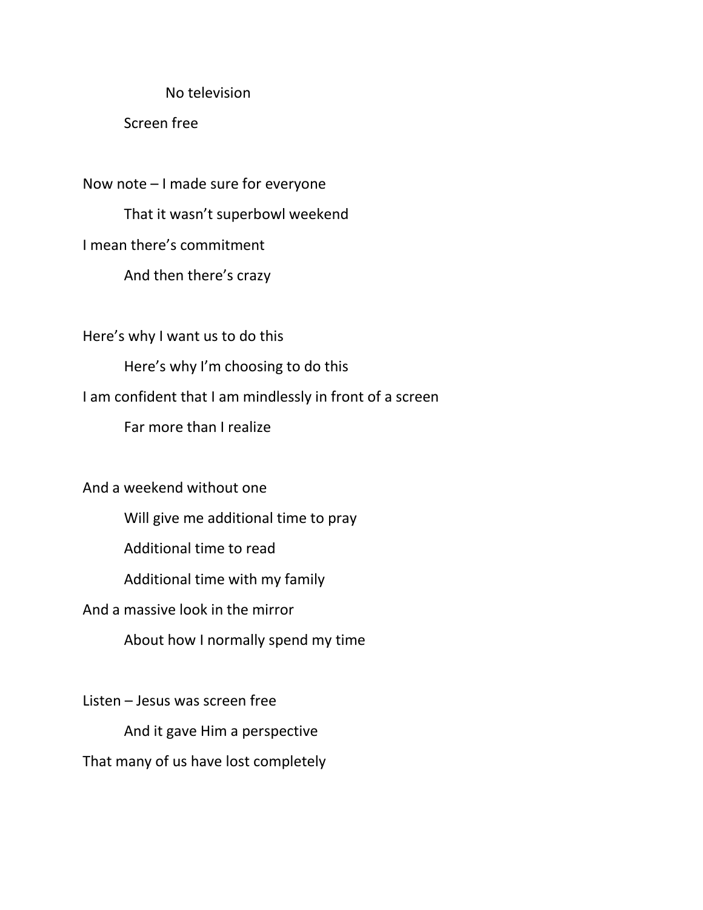No television

Screen free

Now note – I made sure for everyone

That it wasn't superbowl weekend

I mean there's commitment

And then there's crazy

Here's why I want us to do this

Here's why I'm choosing to do this

I am confident that I am mindlessly in front of a screen

Far more than I realize

And a weekend without one

Will give me additional time to pray

Additional time to read

Additional time with my family

And a massive look in the mirror

About how I normally spend my time

Listen – Jesus was screen free

And it gave Him a perspective

That many of us have lost completely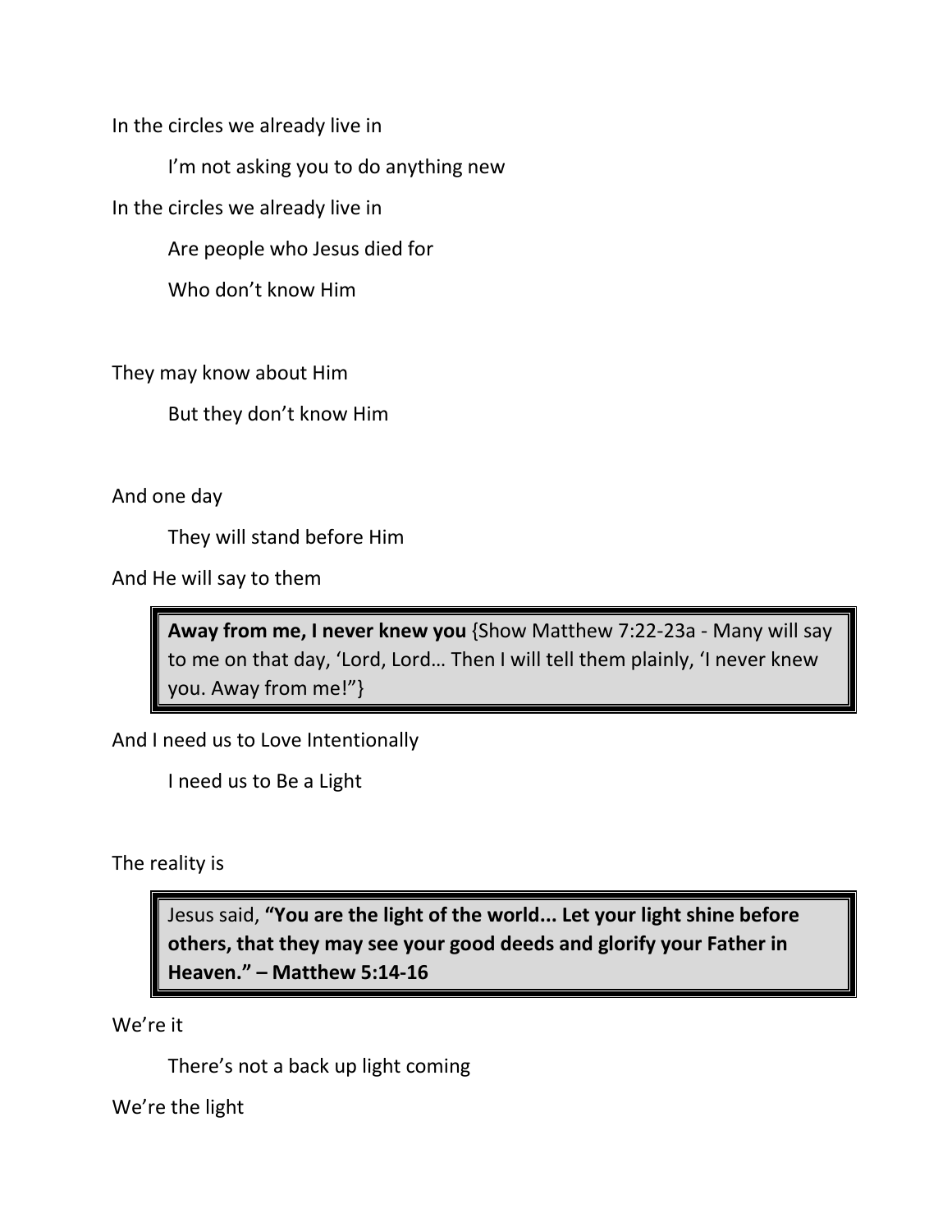In the circles we already live in

I'm not asking you to do anything new

In the circles we already live in

Are people who Jesus died for

Who don't know Him

They may know about Him

But they don't know Him

And one day

They will stand before Him

And He will say to them

> **Away from me, I never knew you** {Show Matthew 7:22-23a - Many will say to me on that day, 'Lord, Lord… Then I will tell them plainly, 'I never knew you. Away from me!"}

And I need us to Love Intentionally

I need us to Be a Light

The reality is

> Jesus said, **"You are the light of the world... Let your light shine before others, that they may see your good deeds and glorify your Father in Heaven." – Matthew 5:14-16**

We're it

There's not a back up light coming

We're the light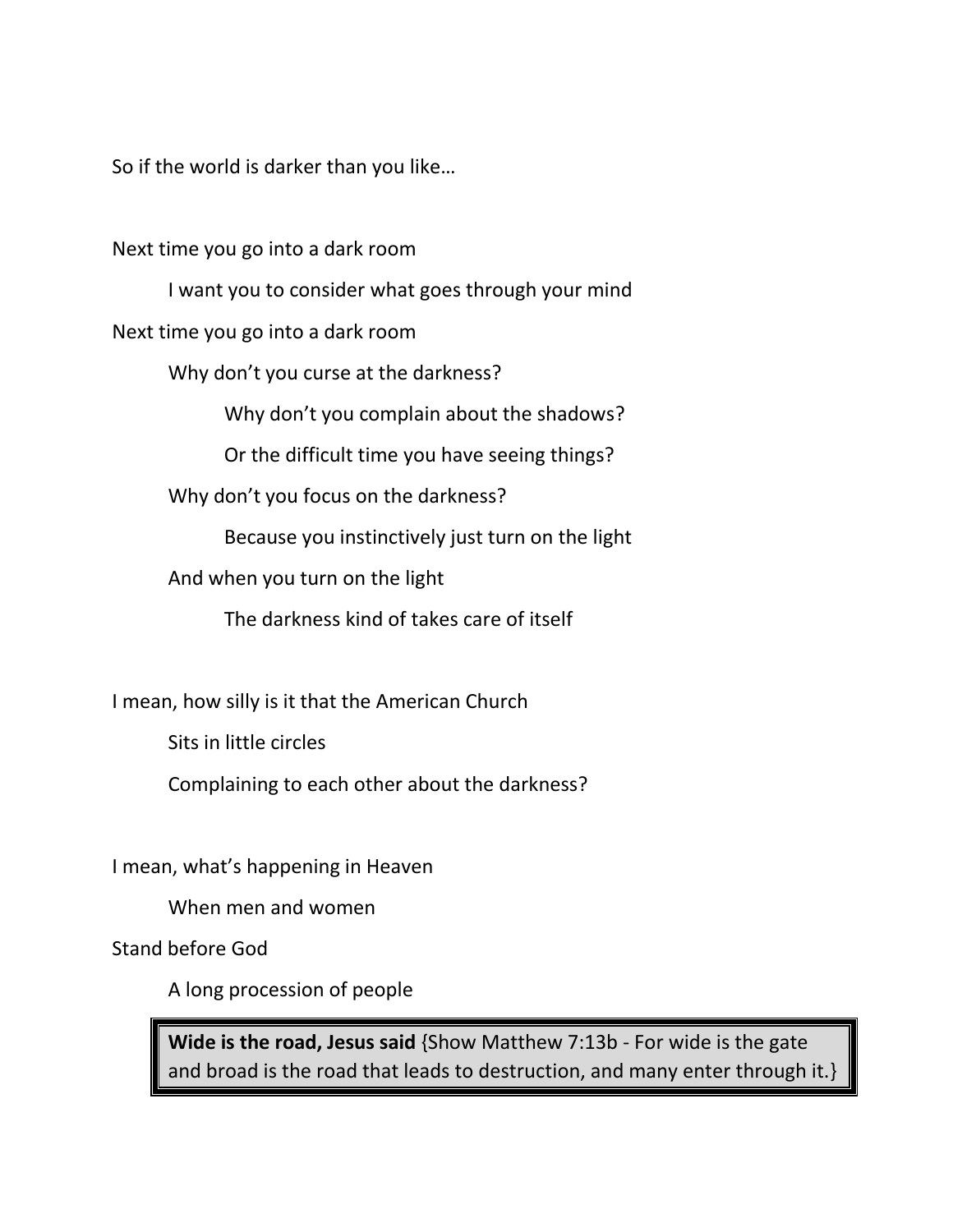So if the world is darker than you like…

Next time you go into a dark room

    I want you to consider what goes through your mind

Next time you go into a dark room

    Why don't you curse at the darkness?

        Why don't you complain about the shadows?

        Or the difficult time you have seeing things?

    Why don't you focus on the darkness?

        Because you instinctively just turn on the light

    And when you turn on the light

        The darkness kind of takes care of itself

I mean, how silly is it that the American Church

    Sits in little circles

    Complaining to each other about the darkness?

I mean, what's happening in Heaven

    When men and women

Stand before God

    A long procession of people

> **Wide is the road, Jesus said** {Show Matthew 7:13b - For wide is the gate and broad is the road that leads to destruction, and many enter through it.}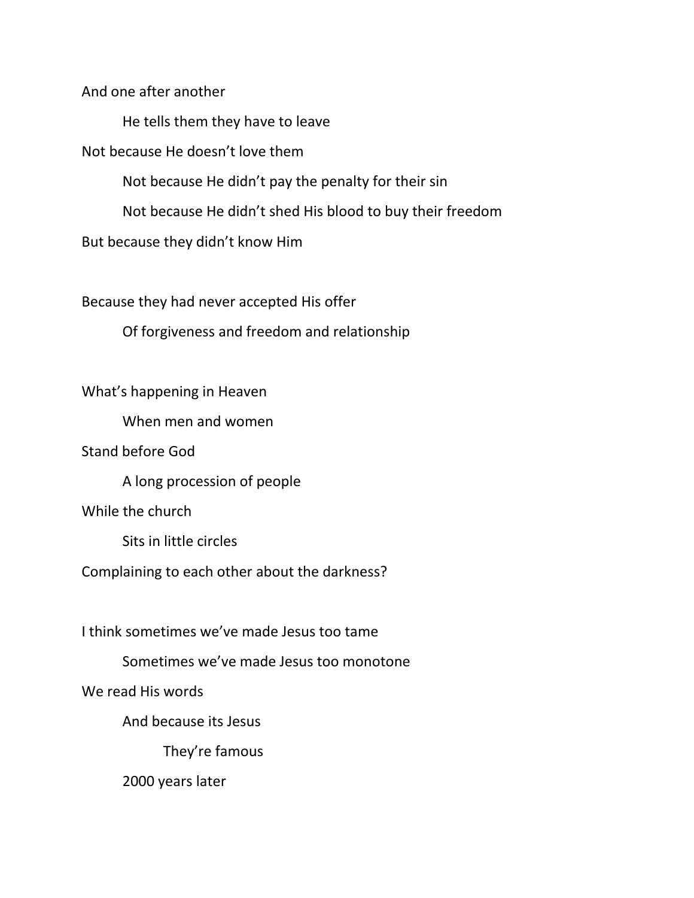And one after another

&nbsp;&nbsp;&nbsp;&nbsp;He tells them they have to leave

Not because He doesn't love them

&nbsp;&nbsp;&nbsp;&nbsp;Not because He didn't pay the penalty for their sin

&nbsp;&nbsp;&nbsp;&nbsp;Not because He didn't shed His blood to buy their freedom

But because they didn't know Him

Because they had never accepted His offer

&nbsp;&nbsp;&nbsp;&nbsp;Of forgiveness and freedom and relationship

What's happening in Heaven

&nbsp;&nbsp;&nbsp;&nbsp;When men and women

Stand before God

&nbsp;&nbsp;&nbsp;&nbsp;A long procession of people

While the church

&nbsp;&nbsp;&nbsp;&nbsp;Sits in little circles

Complaining to each other about the darkness?

I think sometimes we've made Jesus too tame

&nbsp;&nbsp;&nbsp;&nbsp;Sometimes we've made Jesus too monotone

We read His words

&nbsp;&nbsp;&nbsp;&nbsp;And because its Jesus

&nbsp;&nbsp;&nbsp;&nbsp;&nbsp;&nbsp;&nbsp;&nbsp;They're famous

&nbsp;&nbsp;&nbsp;&nbsp;2000 years later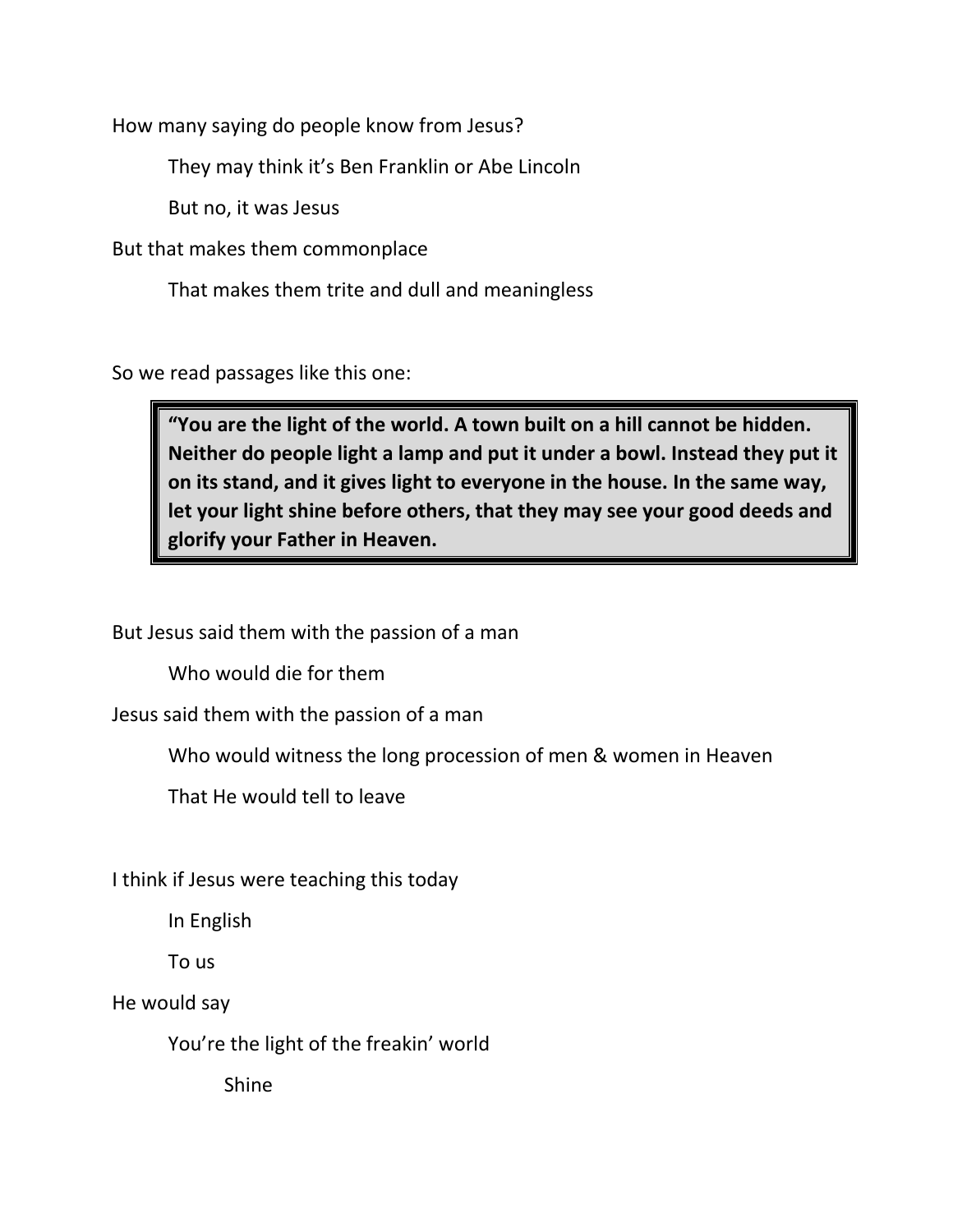How many saying do people know from Jesus?

  They may think it's Ben Franklin or Abe Lincoln

  But no, it was Jesus

But that makes them commonplace

  That makes them trite and dull and meaningless

So we read passages like this one:

> **"You are the light of the world. A town built on a hill cannot be hidden. Neither do people light a lamp and put it under a bowl. Instead they put it on its stand, and it gives light to everyone in the house. In the same way, let your light shine before others, that they may see your good deeds and glorify your Father in Heaven.**

But Jesus said them with the passion of a man

  Who would die for them

Jesus said them with the passion of a man

  Who would witness the long procession of men & women in Heaven

  That He would tell to leave

I think if Jesus were teaching this today

  In English

  To us

He would say

  You're the light of the freakin' world

    Shine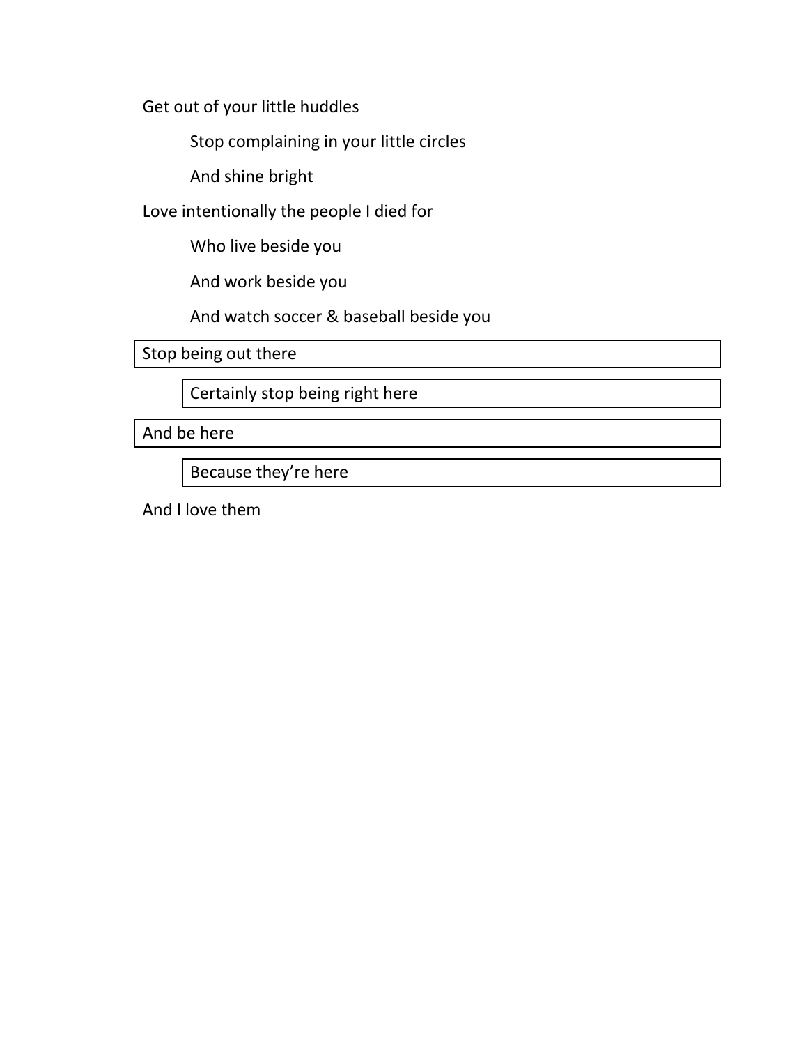Get out of your little huddles

Stop complaining in your little circles

And shine bright

Love intentionally the people I died for

Who live beside you

And work beside you

And watch soccer & baseball beside you

Stop being out there

Certainly stop being right here

And be here

Because they're here

And I love them